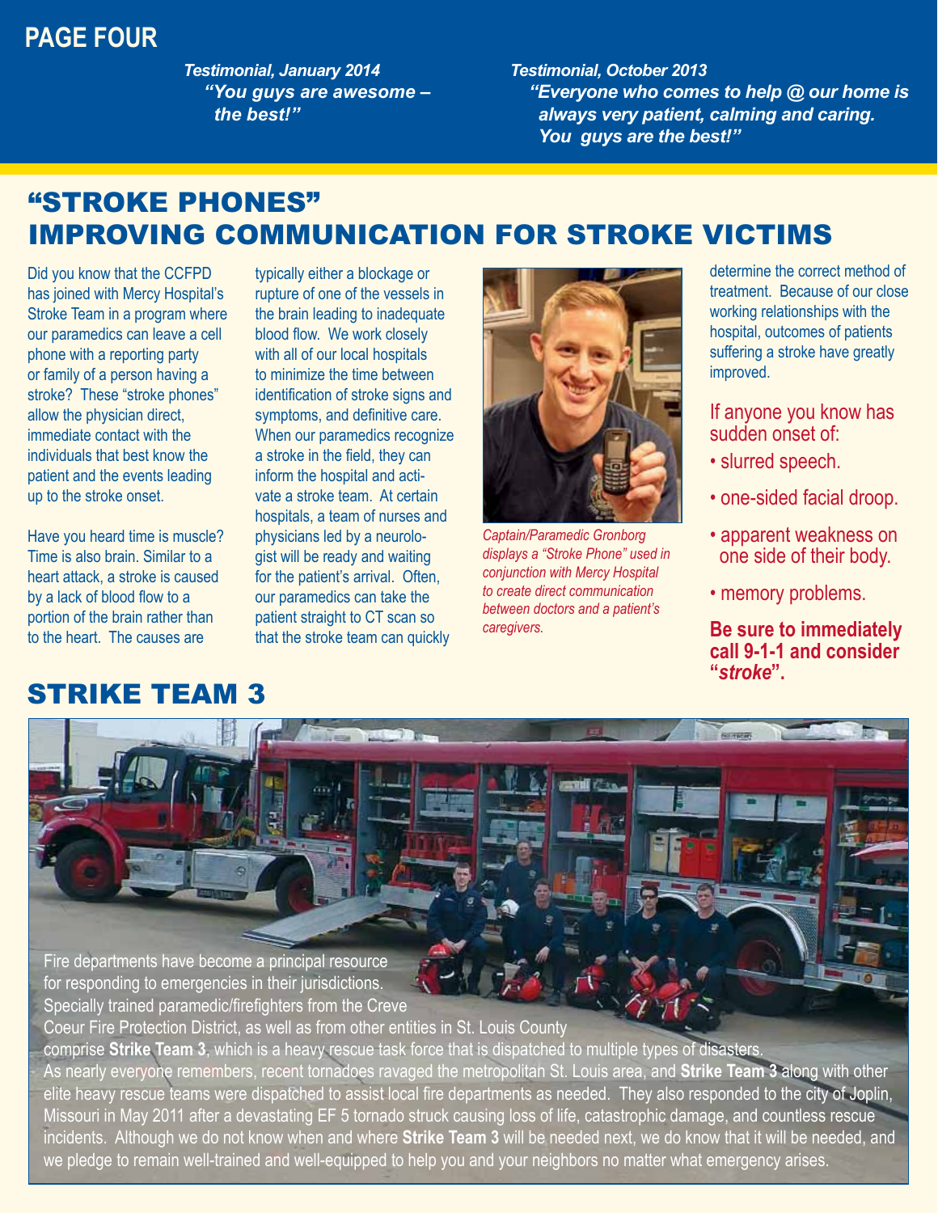**PAGE FOUR**

*Testimonial, January 2014*
***"You guys are awesome – the best!"***

*Testimonial, October 2013*
***"Everyone who comes to help @ our home is always very patient, calming and caring. You guys are the best!"***

# "STROKE PHONES" IMPROVING COMMUNICATION FOR STROKE VICTIMS

Did you know that the CCFPD has joined with Mercy Hospital's Stroke Team in a program where our paramedics can leave a cell phone with a reporting party or family of a person having a stroke? These "stroke phones" allow the physician direct, immediate contact with the individuals that best know the patient and the events leading up to the stroke onset.

Have you heard time is muscle? Time is also brain. Similar to a heart attack, a stroke is caused by a lack of blood flow to a portion of the brain rather than to the heart. The causes are typically either a blockage or rupture of one of the vessels in the brain leading to inadequate blood flow. We work closely with all of our local hospitals to minimize the time between identification of stroke signs and symptoms, and definitive care. When our paramedics recognize a stroke in the field, they can inform the hospital and activate a stroke team. At certain hospitals, a team of nurses and physicians led by a neurologist will be ready and waiting for the patient's arrival. Often, our paramedics can take the patient straight to CT scan so that the stroke team can quickly determine the correct method of treatment. Because of our close working relationships with the hospital, outcomes of patients suffering a stroke have greatly improved.

*Captain/Paramedic Gronborg displays a "Stroke Phone" used in conjunction with Mercy Hospital to create direct communication between doctors and a patient's caregivers.*

If anyone you know has sudden onset of:

- slurred speech.
- one-sided facial droop.
- apparent weakness on one side of their body.
- memory problems.

**Be sure to immediately call 9-1-1 and consider "*stroke*".**

# STRIKE TEAM 3

Fire departments have become a principal resource for responding to emergencies in their jurisdictions. Specially trained paramedic/firefighters from the Creve Coeur Fire Protection District, as well as from other entities in St. Louis County comprise **Strike Team 3**, which is a heavy rescue task force that is dispatched to multiple types of disasters. As nearly everyone remembers, recent tornadoes ravaged the metropolitan St. Louis area, and **Strike Team 3** along with other elite heavy rescue teams were dispatched to assist local fire departments as needed. They also responded to the city of Joplin, Missouri in May 2011 after a devastating EF 5 tornado struck causing loss of life, catastrophic damage, and countless rescue incidents. Although we do not know when and where **Strike Team 3** will be needed next, we do know that it will be needed, and we pledge to remain well-trained and well-equipped to help you and your neighbors no matter what emergency arises.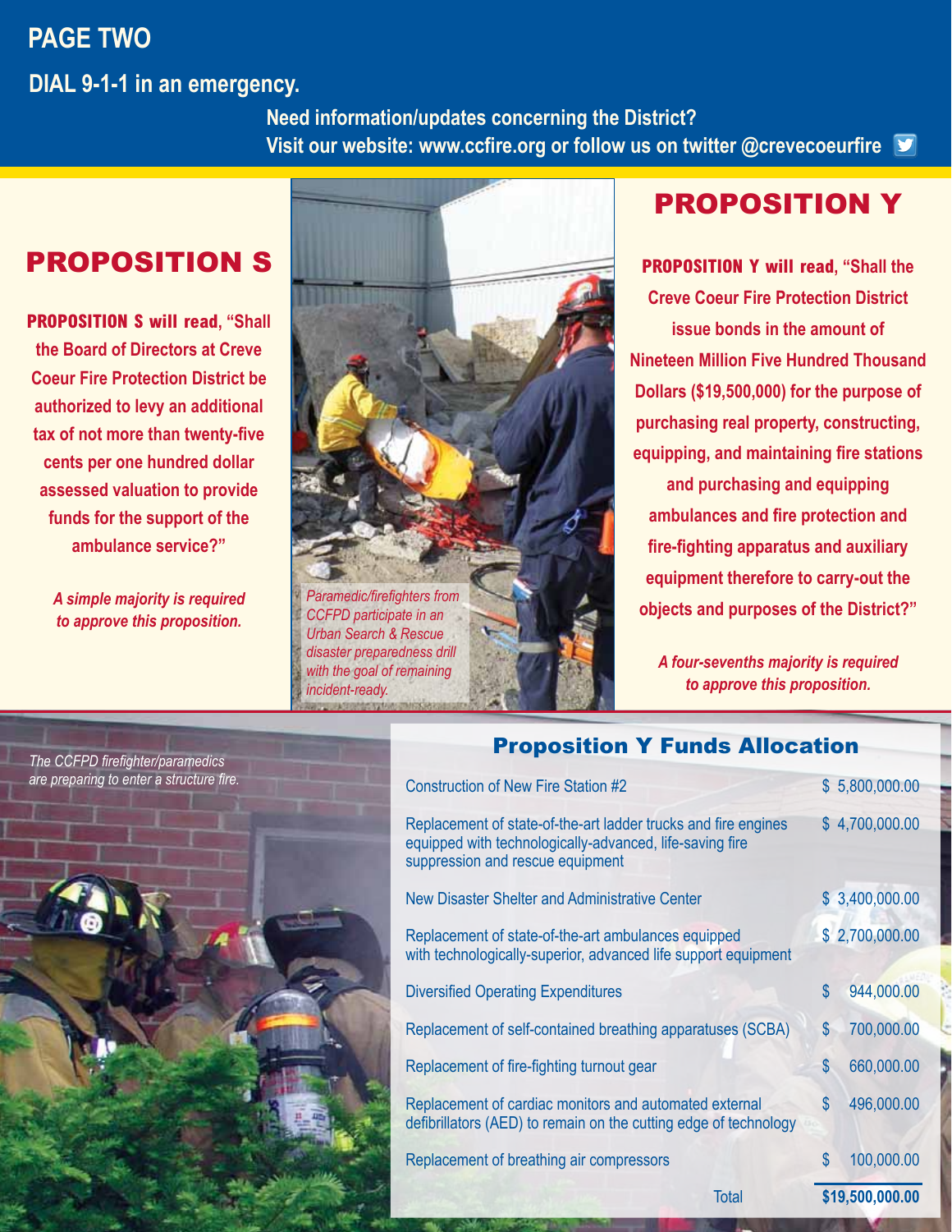# PAGE TWO

**DIAL 9-1-1 in an emergency.**

**Need information/updates concerning the District?**
**Visit our website: www.ccfire.org or follow us on twitter @crevecoeurfire**

## PROPOSITION S

**PROPOSITION S will read, "Shall the Board of Directors at Creve Coeur Fire Protection District be authorized to levy an additional tax of not more than twenty-five cents per one hundred dollar assessed valuation to provide funds for the support of the ambulance service?"**

*A simple majority is required to approve this proposition.*

*Paramedic/firefighters from CCFPD participate in an Urban Search & Rescue disaster preparedness drill with the goal of remaining incident-ready.*

## PROPOSITION Y

**PROPOSITION Y will read, "Shall the Creve Coeur Fire Protection District issue bonds in the amount of Nineteen Million Five Hundred Thousand Dollars ($19,500,000) for the purpose of purchasing real property, constructing, equipping, and maintaining fire stations and purchasing and equipping ambulances and fire protection and fire-fighting apparatus and auxiliary equipment therefore to carry-out the objects and purposes of the District?"**

*A four-sevenths majority is required to approve this proposition.*

*The CCFPD firefighter/paramedics are preparing to enter a structure fire.*

### Proposition Y Funds Allocation

| Item | Amount |
| --- | --- |
| Construction of New Fire Station #2 | $ 5,800,000.00 |
| Replacement of state-of-the-art ladder trucks and fire engines equipped with technologically-advanced, life-saving fire suppression and rescue equipment | $ 4,700,000.00 |
| New Disaster Shelter and Administrative Center | $ 3,400,000.00 |
| Replacement of state-of-the-art ambulances equipped with technologically-superior, advanced life support equipment | $ 2,700,000.00 |
| Diversified Operating Expenditures | $ 944,000.00 |
| Replacement of self-contained breathing apparatuses (SCBA) | $ 700,000.00 |
| Replacement of fire-fighting turnout gear | $ 660,000.00 |
| Replacement of cardiac monitors and automated external defibrillators (AED) to remain on the cutting edge of technology | $ 496,000.00 |
| Replacement of breathing air compressors | $ 100,000.00 |
| Total | **$19,500,000.00** |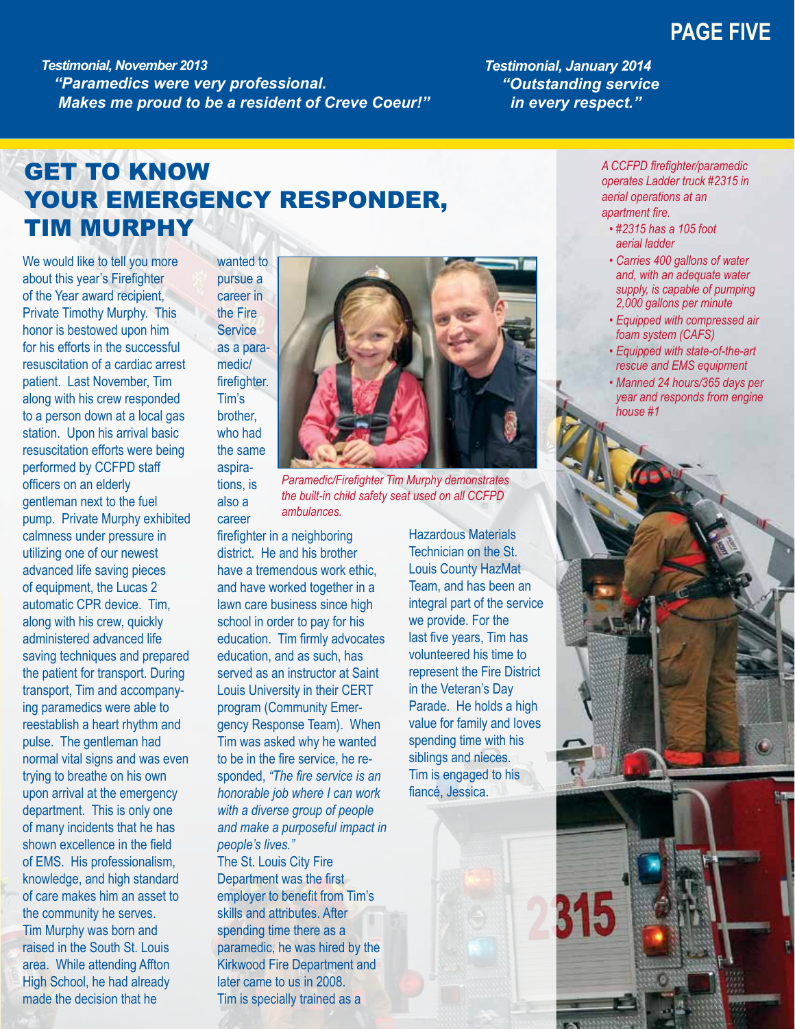*Testimonial, November 2013*
*"Paramedics were very professional. Makes me proud to be a resident of Creve Coeur!"*

*Testimonial, January 2014*
*"Outstanding service in every respect."*

# GET TO KNOW YOUR EMERGENCY RESPONDER, TIM MURPHY

We would like to tell you more about this year's Firefighter of the Year award recipient, Private Timothy Murphy. This honor is bestowed upon him for his efforts in the successful resuscitation of a cardiac arrest patient. Last November, Tim along with his crew responded to a person down at a local gas station. Upon his arrival basic resuscitation efforts were being performed by CCFPD staff officers on an elderly gentleman next to the fuel pump. Private Murphy exhibited calmness under pressure in utilizing one of our newest advanced life saving pieces of equipment, the Lucas 2 automatic CPR device. Tim, along with his crew, quickly administered advanced life saving techniques and prepared the patient for transport. During transport, Tim and accompanying paramedics were able to reestablish a heart rhythm and pulse. The gentleman had normal vital signs and was even trying to breathe on his own upon arrival at the emergency department. This is only one of many incidents that he has shown excellence in the field of EMS. His professionalism, knowledge, and high standard of care makes him an asset to the community he serves.

Tim Murphy was born and raised in the South St. Louis area. While attending Affton High School, he had already made the decision that he wanted to pursue a career in the Fire Service as a paramedic/firefighter. Tim's brother, who had the same aspirations, is also a career firefighter in a neighboring district. He and his brother have a tremendous work ethic, and have worked together in a lawn care business since high school in order to pay for his education. Tim firmly advocates education, and as such, has served as an instructor at Saint Louis University in their CERT program (Community Emergency Response Team). When Tim was asked why he wanted to be in the fire service, he responded, *"The fire service is an honorable job where I can work with a diverse group of people and make a purposeful impact in people's lives."*

*Paramedic/Firefighter Tim Murphy demonstrates the built-in child safety seat used on all CCFPD ambulances.*

The St. Louis City Fire Department was the first employer to benefit from Tim's skills and attributes. After spending time there as a paramedic, he was hired by the Kirkwood Fire Department and later came to us in 2008.

Tim is specially trained as a Hazardous Materials Technician on the St. Louis County HazMat Team, and has been an integral part of the service we provide. For the last five years, Tim has volunteered his time to represent the Fire District in the Veteran's Day Parade. He holds a high value for family and loves spending time with his siblings and nieces.

Tim is engaged to his fiancé, Jessica.

*A CCFPD firefighter/paramedic operates Ladder truck #2315 in aerial operations at an apartment fire.*

- *#2315 has a 105 foot aerial ladder*
- *Carries 400 gallons of water and, with an adequate water supply, is capable of pumping 2,000 gallons per minute*
- *Equipped with compressed air foam system (CAFS)*
- *Equipped with state-of-the-art rescue and EMS equipment*
- *Manned 24 hours/365 days per year and responds from engine house #1*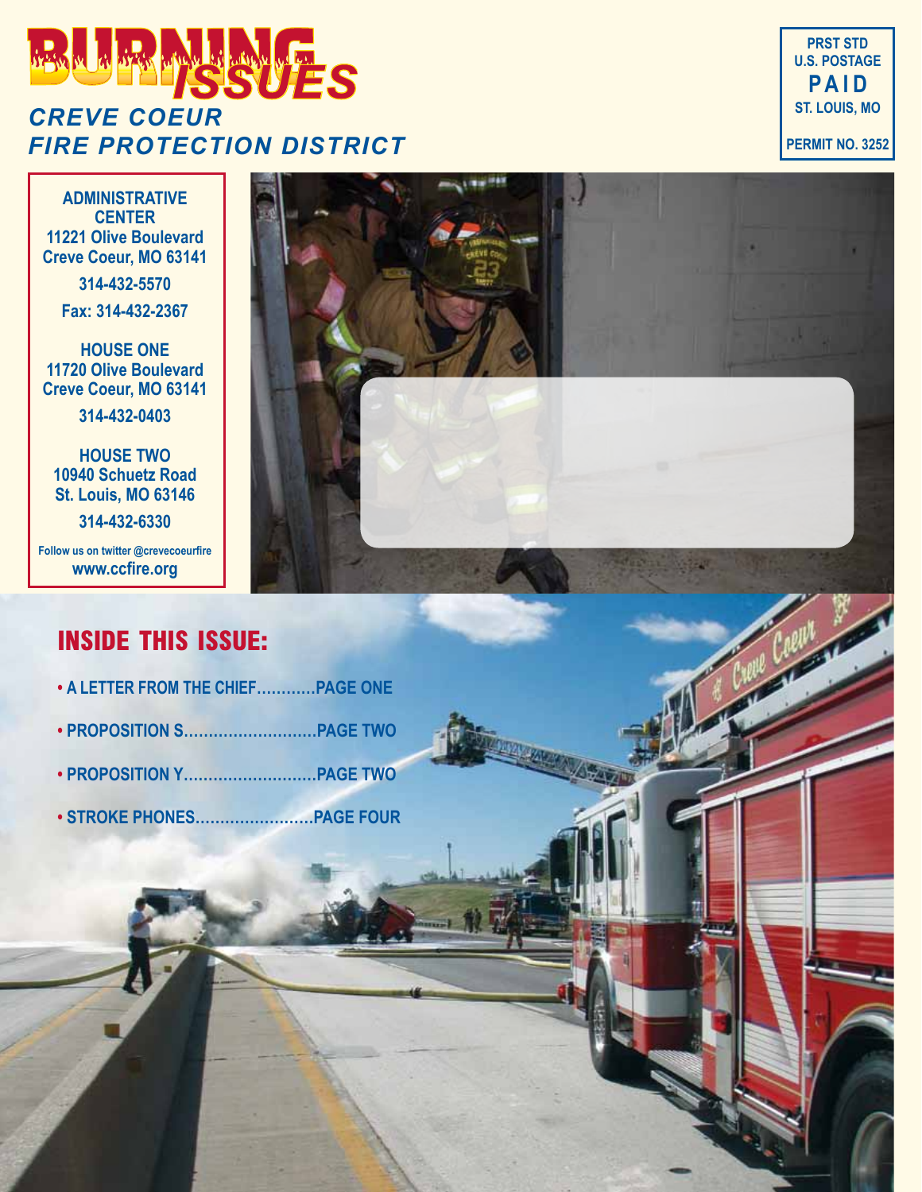# BURNING ISSUES

## CREVE COEUR FIRE PROTECTION DISTRICT

PRST STD
U.S. POSTAGE
**PAID**
ST. LOUIS, MO
PERMIT NO. 3252

**ADMINISTRATIVE CENTER**
11221 Olive Boulevard
Creve Coeur, MO 63141
314-432-5570
Fax: 314-432-2367

**HOUSE ONE**
11720 Olive Boulevard
Creve Coeur, MO 63141
314-432-0403

**HOUSE TWO**
10940 Schuetz Road
St. Louis, MO 63146
314-432-6330

Follow us on twitter @crevecoeurfire
www.ccfire.org

## INSIDE THIS ISSUE:

- A LETTER FROM THE CHIEF............PAGE ONE
- PROPOSITION S...........................PAGE TWO
- PROPOSITION Y...........................PAGE TWO
- STROKE PHONES........................PAGE FOUR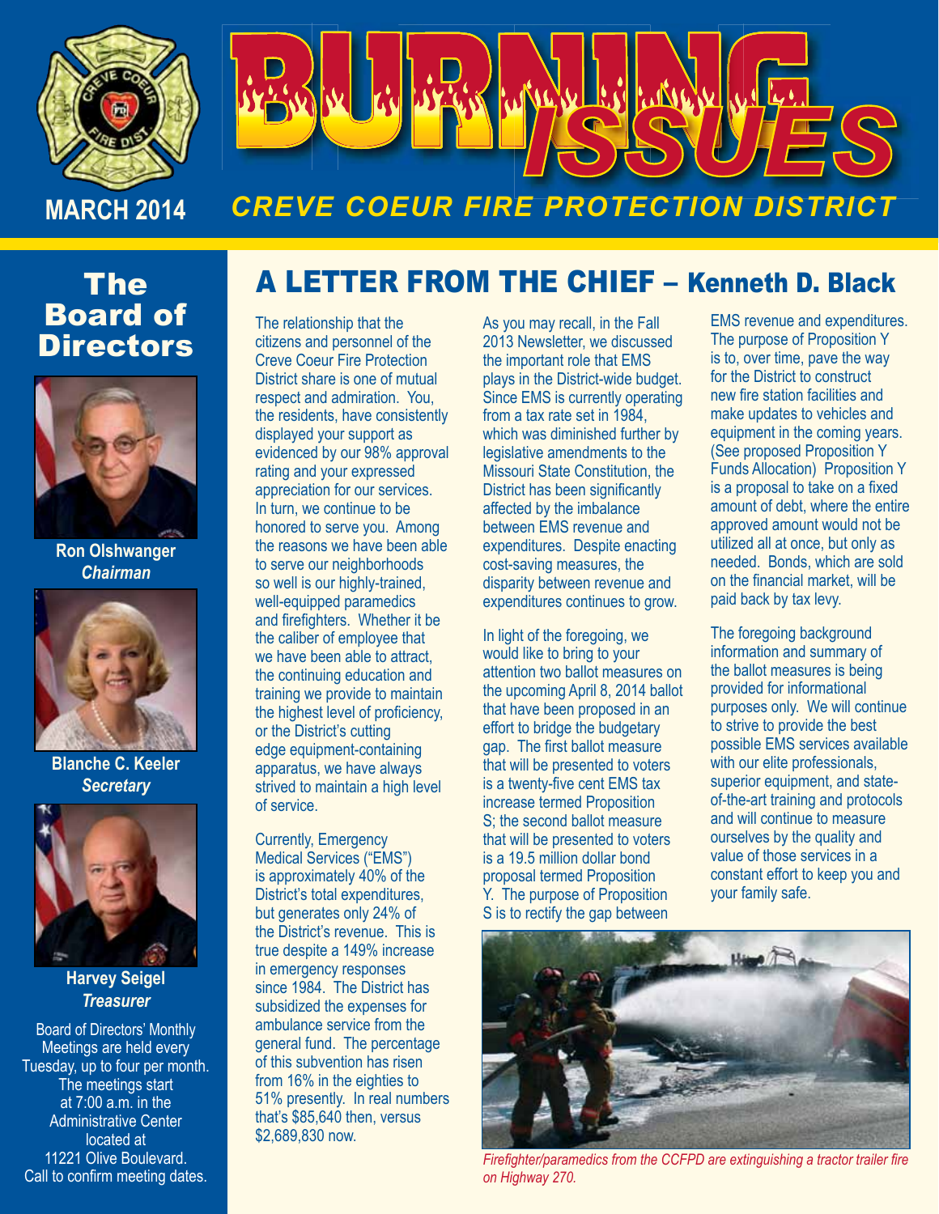# BURNING ISSUES

MARCH 2014

CREVE COEUR FIRE PROTECTION DISTRICT

## The Board of Directors

**Ron Olshwanger**
***Chairman***

**Blanche C. Keeler**
***Secretary***

**Harvey Seigel**
***Treasurer***

Board of Directors' Monthly Meetings are held every Tuesday, up to four per month. The meetings start at 7:00 a.m. in the Administrative Center located at 11221 Olive Boulevard. Call to confirm meeting dates.

## A LETTER FROM THE CHIEF – Kenneth D. Black

The relationship that the citizens and personnel of the Creve Coeur Fire Protection District share is one of mutual respect and admiration. You, the residents, have consistently displayed your support as evidenced by our 98% approval rating and your expressed appreciation for our services. In turn, we continue to be honored to serve you. Among the reasons we have been able to serve our neighborhoods so well is our highly-trained, well-equipped paramedics and firefighters. Whether it be the caliber of employee that we have been able to attract, the continuing education and training we provide to maintain the highest level of proficiency, or the District's cutting edge equipment-containing apparatus, we have always strived to maintain a high level of service.

Currently, Emergency Medical Services ("EMS") is approximately 40% of the District's total expenditures, but generates only 24% of the District's revenue. This is true despite a 149% increase in emergency responses since 1984. The District has subsidized the expenses for ambulance service from the general fund. The percentage of this subvention has risen from 16% in the eighties to 51% presently. In real numbers that's $85,640 then, versus $2,689,830 now.

As you may recall, in the Fall 2013 Newsletter, we discussed the important role that EMS plays in the District-wide budget. Since EMS is currently operating from a tax rate set in 1984, which was diminished further by legislative amendments to the Missouri State Constitution, the District has been significantly affected by the imbalance between EMS revenue and expenditures. Despite enacting cost-saving measures, the disparity between revenue and expenditures continues to grow.

In light of the foregoing, we would like to bring to your attention two ballot measures on the upcoming April 8, 2014 ballot that have been proposed in an effort to bridge the budgetary gap. The first ballot measure that will be presented to voters is a twenty-five cent EMS tax increase termed Proposition S; the second ballot measure that will be presented to voters is a 19.5 million dollar bond proposal termed Proposition Y. The purpose of Proposition S is to rectify the gap between EMS revenue and expenditures. The purpose of Proposition Y is to, over time, pave the way for the District to construct new fire station facilities and make updates to vehicles and equipment in the coming years. (See proposed Proposition Y Funds Allocation) Proposition Y is a proposal to take on a fixed amount of debt, where the entire approved amount would not be utilized all at once, but only as needed. Bonds, which are sold on the financial market, will be paid back by tax levy.

The foregoing background information and summary of the ballot measures is being provided for informational purposes only. We will continue to strive to provide the best possible EMS services available with our elite professionals, superior equipment, and state-of-the-art training and protocols and will continue to measure ourselves by the quality and value of those services in a constant effort to keep you and your family safe.

*Firefighter/paramedics from the CCFPD are extinguishing a tractor trailer fire on Highway 270.*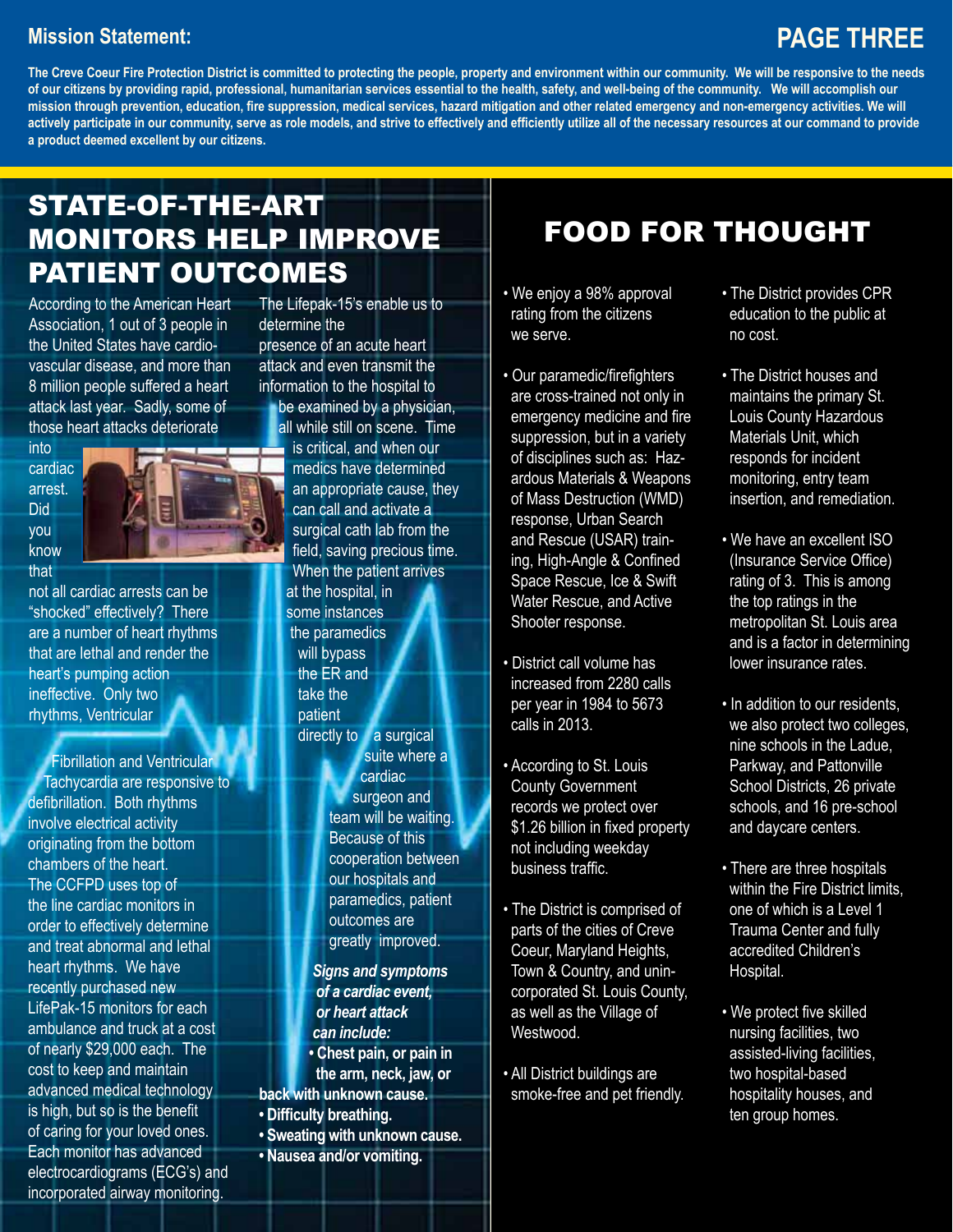**Mission Statement:**

The Creve Coeur Fire Protection District is committed to protecting the people, property and environment within our community. We will be responsive to the needs of our citizens by providing rapid, professional, humanitarian services essential to the health, safety, and well-being of the community. We will accomplish our mission through prevention, education, fire suppression, medical services, hazard mitigation and other related emergency and non-emergency activities. We will actively participate in our community, serve as role models, and strive to effectively and efficiently utilize all of the necessary resources at our command to provide a product deemed excellent by our citizens.

# STATE-OF-THE-ART MONITORS HELP IMPROVE PATIENT OUTCOMES

According to the American Heart Association, 1 out of 3 people in the United States have cardiovascular disease, and more than 8 million people suffered a heart attack last year. Sadly, some of those heart attacks deteriorate into cardiac arrest. Did you know that not all cardiac arrests can be "shocked" effectively? There are a number of heart rhythms that are lethal and render the heart's pumping action ineffective. Only two rhythms, Ventricular Fibrillation and Ventricular Tachycardia are responsive to defibrillation. Both rhythms involve electrical activity originating from the bottom chambers of the heart. The CCFPD uses top of the line cardiac monitors in order to effectively determine and treat abnormal and lethal heart rhythms. We have recently purchased new LifePak-15 monitors for each ambulance and truck at a cost of nearly $29,000 each. The cost to keep and maintain advanced medical technology is high, but so is the benefit of caring for your loved ones. Each monitor has advanced electrocardiograms (ECG's) and incorporated airway monitoring.

The Lifepak-15's enable us to determine the presence of an acute heart attack and even transmit the information to the hospital to be examined by a physician, all while still on scene. Time is critical, and when our medics have determined an appropriate cause, they can call and activate a surgical cath lab from the field, saving precious time. When the patient arrives at the hospital, in some instances the paramedics will bypass the ER and take the patient directly to a surgical suite where a cardiac surgeon and team will be waiting. Because of this cooperation between our hospitals and paramedics, patient outcomes are greatly improved.

***Signs and symptoms of a cardiac event, or heart attack can include:***

- **Chest pain, or pain in the arm, neck, jaw, or back with unknown cause.**
- **Difficulty breathing.**
- **Sweating with unknown cause.**
- **Nausea and/or vomiting.**

# FOOD FOR THOUGHT

- We enjoy a 98% approval rating from the citizens we serve.
- Our paramedic/firefighters are cross-trained not only in emergency medicine and fire suppression, but in a variety of disciplines such as: Hazardous Materials & Weapons of Mass Destruction (WMD) response, Urban Search and Rescue (USAR) training, High-Angle & Confined Space Rescue, Ice & Swift Water Rescue, and Active Shooter response.
- District call volume has increased from 2280 calls per year in 1984 to 5673 calls in 2013.
- According to St. Louis County Government records we protect over $1.26 billion in fixed property not including weekday business traffic.
- The District is comprised of parts of the cities of Creve Coeur, Maryland Heights, Town & Country, and unincorporated St. Louis County, as well as the Village of Westwood.
- All District buildings are smoke-free and pet friendly.
- The District provides CPR education to the public at no cost.
- The District houses and maintains the primary St. Louis County Hazardous Materials Unit, which responds for incident monitoring, entry team insertion, and remediation.
- We have an excellent ISO (Insurance Service Office) rating of 3. This is among the top ratings in the metropolitan St. Louis area and is a factor in determining lower insurance rates.
- In addition to our residents, we also protect two colleges, nine schools in the Ladue, Parkway, and Pattonville School Districts, 26 private schools, and 16 pre-school and daycare centers.
- There are three hospitals within the Fire District limits, one of which is a Level 1 Trauma Center and fully accredited Children's Hospital.
- We protect five skilled nursing facilities, two assisted-living facilities, two hospital-based hospitality houses, and ten group homes.